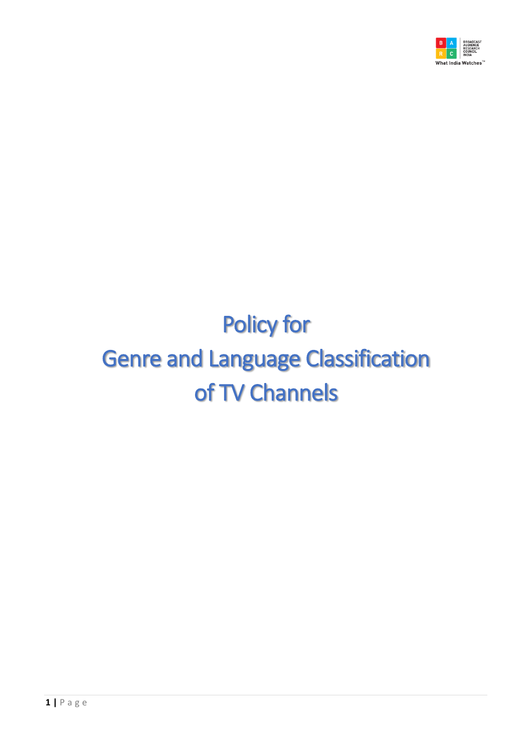# Policy for Genre and Language Classification of TV Channels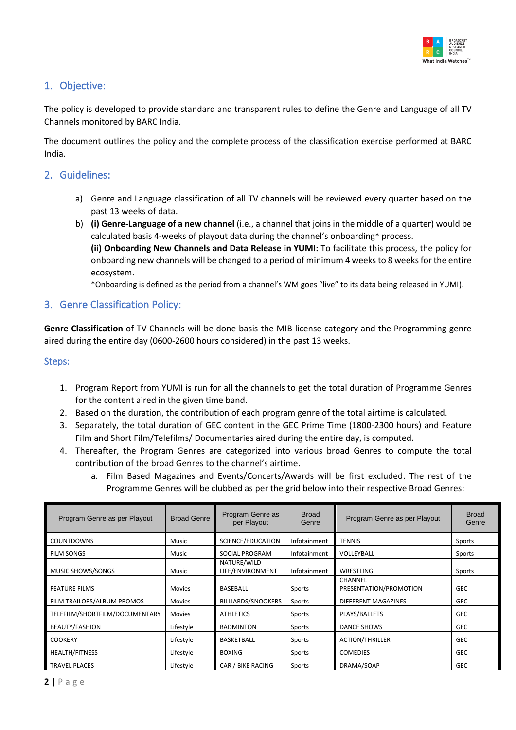## 1. Objective:

The policy is developed to provide standard and transparent rules to define the Genre and Language of all TV Channels monitored by BARC India.

The document outlines the policy and the complete process of the classification exercise performed at BARC India.

## 2. Guidelines:

a) Genre and Language classification of all TV channels will be reviewed every quarter based on the past 13 weeks of data.

b) **(i) Genre-Language of a new channel** (i.e., a channel that joins in the middle of a quarter) would be calculated basis 4-weeks of playout data during the channel's onboarding* process.
**(ii) Onboarding New Channels and Data Release in YUMI:** To facilitate this process, the policy for onboarding new channels will be changed to a period of minimum 4 weeks to 8 weeks for the entire ecosystem.
*Onboarding is defined as the period from a channel's WM goes "live" to its data being released in YUMI).

## 3. Genre Classification Policy:

**Genre Classification** of TV Channels will be done basis the MIB license category and the Programming genre aired during the entire day (0600-2600 hours considered) in the past 13 weeks.

### Steps:

1. Program Report from YUMI is run for all the channels to get the total duration of Programme Genres for the content aired in the given time band.
2. Based on the duration, the contribution of each program genre of the total airtime is calculated.
3. Separately, the total duration of GEC content in the GEC Prime Time (1800-2300 hours) and Feature Film and Short Film/Telefilms/ Documentaries aired during the entire day, is computed.
4. Thereafter, the Program Genres are categorized into various broad Genres to compute the total contribution of the broad Genres to the channel's airtime.
   a. Film Based Magazines and Events/Concerts/Awards will be first excluded. The rest of the Programme Genres will be clubbed as per the grid below into their respective Broad Genres:

| Program Genre as per Playout | Broad Genre | Program Genre as per Playout | Broad Genre | Program Genre as per Playout | Broad Genre |
|---|---|---|---|---|---|
| COUNTDOWNS | Music | SCIENCE/EDUCATION | Infotainment | TENNIS | Sports |
| FILM SONGS | Music | SOCIAL PROGRAM | Infotainment | VOLLEYBALL | Sports |
| MUSIC SHOWS/SONGS | Music | NATURE/WILD LIFE/ENVIRONMENT | Infotainment | WRESTLING | Sports |
| FEATURE FILMS | Movies | BASEBALL | Sports | CHANNEL PRESENTATION/PROMOTION | GEC |
| FILM TRAILORS/ALBUM PROMOS | Movies | BILLIARDS/SNOOKERS | Sports | DIFFERENT MAGAZINES | GEC |
| TELEFILM/SHORTFILM/DOCUMENTARY | Movies | ATHLETICS | Sports | PLAYS/BALLETS | GEC |
| BEAUTY/FASHION | Lifestyle | BADMINTON | Sports | DANCE SHOWS | GEC |
| COOKERY | Lifestyle | BASKETBALL | Sports | ACTION/THRILLER | GEC |
| HEALTH/FITNESS | Lifestyle | BOXING | Sports | COMEDIES | GEC |
| TRAVEL PLACES | Lifestyle | CAR / BIKE RACING | Sports | DRAMA/SOAP | GEC |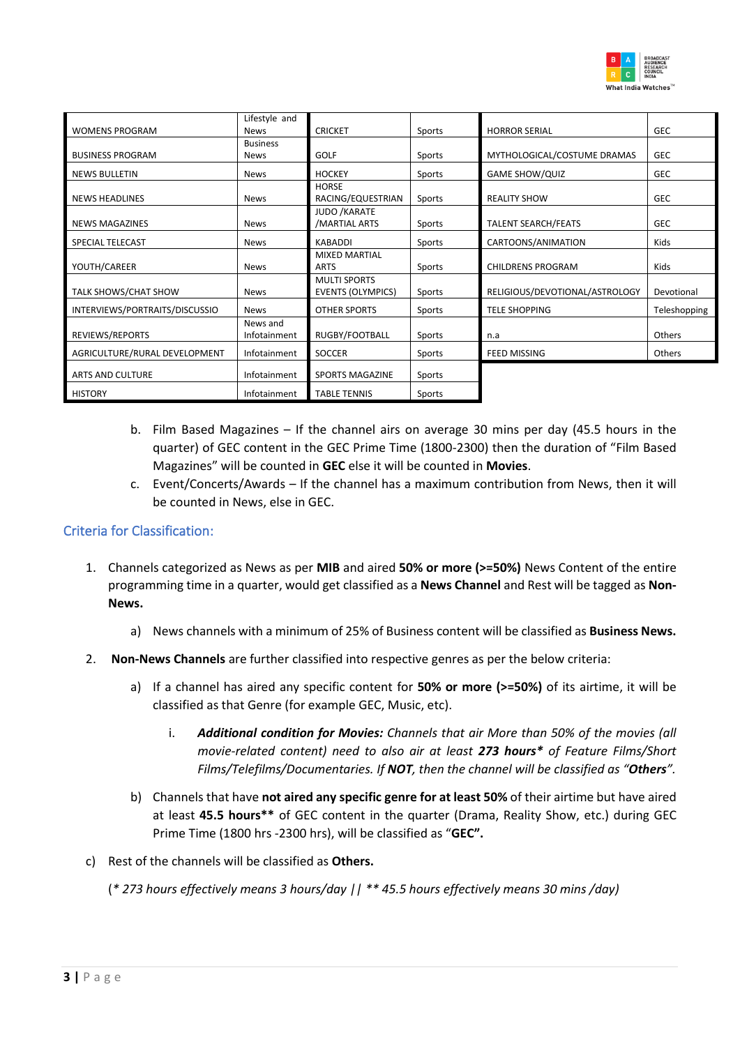| | | | | | |
|---|---|---|---|---|---|
| WOMENS PROGRAM | Lifestyle and News | CRICKET | Sports | HORROR SERIAL | GEC |
| BUSINESS PROGRAM | Business News | GOLF | Sports | MYTHOLOGICAL/COSTUME DRAMAS | GEC |
| NEWS BULLETIN | News | HOCKEY | Sports | GAME SHOW/QUIZ | GEC |
| NEWS HEADLINES | News | HORSE RACING/EQUESTRIAN | Sports | REALITY SHOW | GEC |
| NEWS MAGAZINES | News | JUDO /KARATE /MARTIAL ARTS | Sports | TALENT SEARCH/FEATS | GEC |
| SPECIAL TELECAST | News | KABADDI | Sports | CARTOONS/ANIMATION | Kids |
| YOUTH/CAREER | News | MIXED MARTIAL ARTS | Sports | CHILDRENS PROGRAM | Kids |
| TALK SHOWS/CHAT SHOW | News | MULTI SPORTS EVENTS (OLYMPICS) | Sports | RELIGIOUS/DEVOTIONAL/ASTROLOGY | Devotional |
| INTERVIEWS/PORTRAITS/DISCUSSIO | News | OTHER SPORTS | Sports | TELE SHOPPING | Teleshopping |
| REVIEWS/REPORTS | News and Infotainment | RUGBY/FOOTBALL | Sports | n.a | Others |
| AGRICULTURE/RURAL DEVELOPMENT | Infotainment | SOCCER | Sports | FEED MISSING | Others |
| ARTS AND CULTURE | Infotainment | SPORTS MAGAZINE | Sports | | |
| HISTORY | Infotainment | TABLE TENNIS | Sports | | |

b. Film Based Magazines – If the channel airs on average 30 mins per day (45.5 hours in the quarter) of GEC content in the GEC Prime Time (1800-2300) then the duration of "Film Based Magazines" will be counted in **GEC** else it will be counted in **Movies**.

c. Event/Concerts/Awards – If the channel has a maximum contribution from News, then it will be counted in News, else in GEC.

## Criteria for Classification:

1. Channels categorized as News as per **MIB** and aired **50% or more (>=50%)** News Content of the entire programming time in a quarter, would get classified as a **News Channel** and Rest will be tagged as **Non-News.**

   a) News channels with a minimum of 25% of Business content will be classified as **Business News.**

2. **Non-News Channels** are further classified into respective genres as per the below criteria:

   a) If a channel has aired any specific content for **50% or more (>=50%)** of its airtime, it will be classified as that Genre (for example GEC, Music, etc).

      i. ***Additional condition for Movies:*** *Channels that air More than 50% of the movies (all movie-related content) need to also air at least* ***273 hours**** *of Feature Films/Short Films/Telefilms/Documentaries. If* ***NOT****, then the channel will be classified as "****Others****".*

   b) Channels that have **not aired any specific genre for at least 50%** of their airtime but have aired at least **45.5 hours**** of GEC content in the quarter (Drama, Reality Show, etc.) during GEC Prime Time (1800 hrs -2300 hrs), will be classified as "**GEC".**

c) Rest of the channels will be classified as **Others.**

*(* 273 hours effectively means 3 hours/day || ** 45.5 hours effectively means 30 mins /day)*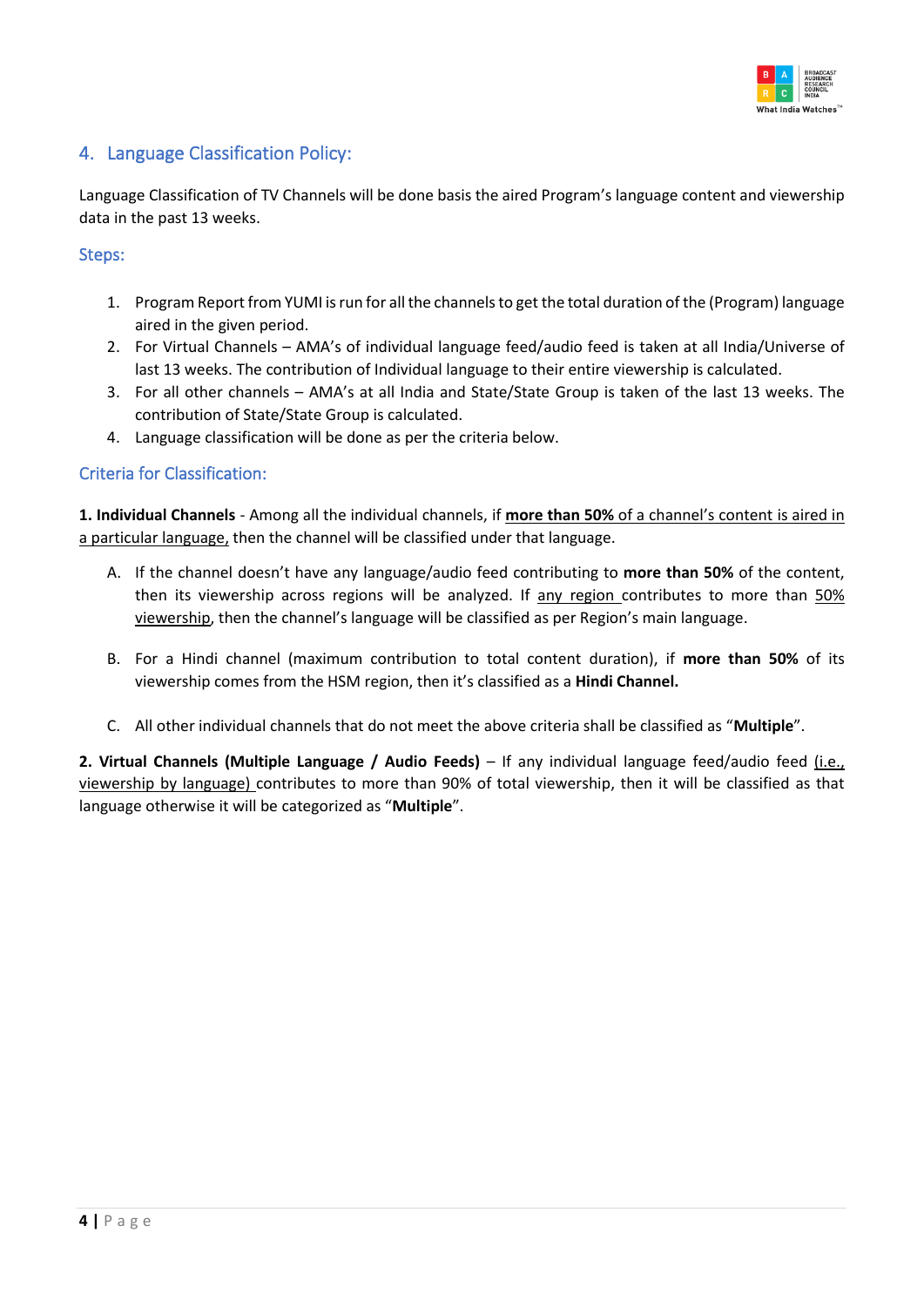## 4. Language Classification Policy:

Language Classification of TV Channels will be done basis the aired Program's language content and viewership data in the past 13 weeks.

### Steps:

1. Program Report from YUMI is run for all the channels to get the total duration of the (Program) language aired in the given period.
2. For Virtual Channels – AMA's of individual language feed/audio feed is taken at all India/Universe of last 13 weeks. The contribution of Individual language to their entire viewership is calculated.
3. For all other channels – AMA's at all India and State/State Group is taken of the last 13 weeks. The contribution of State/State Group is calculated.
4. Language classification will be done as per the criteria below.

### Criteria for Classification:

**1. Individual Channels** - Among all the individual channels, if **more than 50%** of a channel's content is aired in a particular language, then the channel will be classified under that language.

A. If the channel doesn't have any language/audio feed contributing to **more than 50%** of the content, then its viewership across regions will be analyzed. If any region contributes to more than 50% viewership, then the channel's language will be classified as per Region's main language.

B. For a Hindi channel (maximum contribution to total content duration), if **more than 50%** of its viewership comes from the HSM region, then it's classified as a **Hindi Channel.**

C. All other individual channels that do not meet the above criteria shall be classified as "**Multiple**".

**2. Virtual Channels (Multiple Language / Audio Feeds)** – If any individual language feed/audio feed (i.e., viewership by language) contributes to more than 90% of total viewership, then it will be classified as that language otherwise it will be categorized as "**Multiple**".